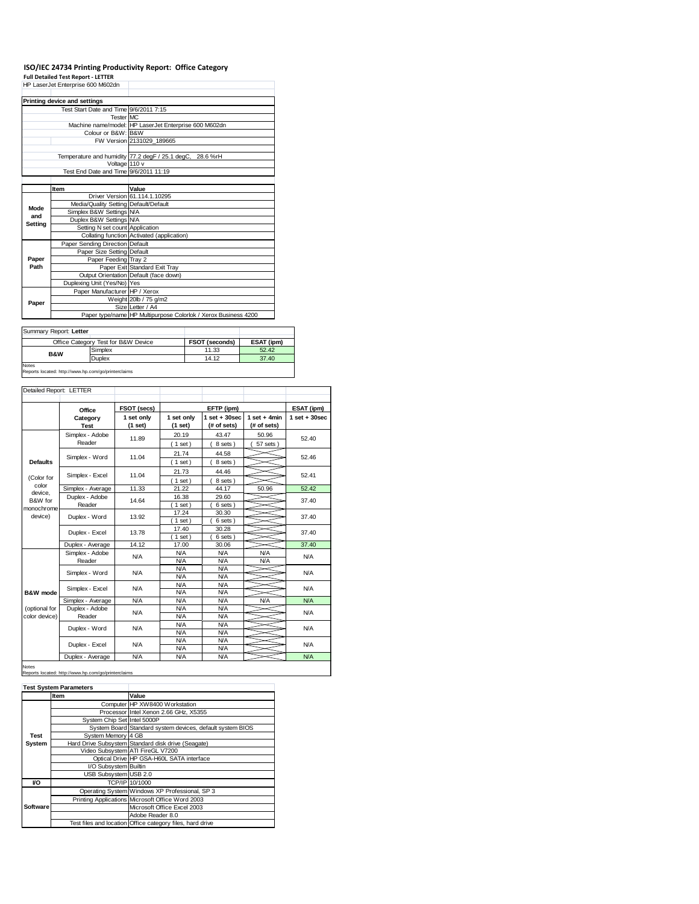# ISO/IEC 24734 Printing Productivity Report: Office Category

**Full Detailed Test Report - LETTER**

HP LaserJet Enterprise 600 M602dn

| Printing device and settings | |
|---|---|
| Test Start Date and Time | 9/6/2011 7:15 |
| Tester | MC |
| Machine name/model: | HP LaserJet Enterprise 600 M602dn |
| Colour or B&W: | B&W |
| FW Version | 2131029_189665 |
| | |
| Temperature and humidity | 77.2 degF / 25.1 degC, 28.6 %rH |
| Voltage | 110 v |
| Test End Date and Time | 9/6/2011 11:19 |

| | Item | Value |
|---|---|---|
| Mode and Setting | Driver Version | 61.114.1.10295 |
| | Media/Quality Setting | Default/Default |
| | Simplex B&W Settings | N/A |
| | Duplex B&W Settings | N/A |
| | Setting N set count | Application |
| | Collating function | Activated (application) |
| Paper Path | Paper Sending Direction | Default |
| | Paper Size Setting | Default |
| | Paper Feeding | Tray 2 |
| | Paper Exit | Standard Exit Tray |
| | Output Orientation | Default (face down) |
| | Duplexing Unit (Yes/No) | Yes |
| Paper | Paper Manufacturer | HP / Xerox |
| | Weight | 20lb / 75 g/m2 |
| | Size | Letter / A4 |
| | Paper type/name | HP Multipurpose Colorlok / Xerox Business 4200 |

Summary Report: **Letter**

| Office Category Test for B&W Device | | FSOT (seconds) | ESAT (ipm) |
|---|---|---|---|
| B&W | Simplex | 11.33 | 52.42 |
| | Duplex | 14.12 | 37.40 |

Notes
Reports located: http://www.hp.com/go/printerclaims

Detailed Report: LETTER

| | Office Category Test | FSOT (secs) 1 set only (1 set) | EFTP (ipm) 1 set only (1 set) | EFTP (ipm) 1 set + 30sec (# of sets) | EFTP (ipm) 1 set + 4min (# of sets) | ESAT (ipm) 1 set + 30sec |
|---|---|---|---|---|---|---|
| Defaults (Color for color device, B&W for monochrome device) | Simplex - Adobe Reader | 11.89 | 20.19 (1 set) | 43.47 (8 sets) | 50.96 (57 sets) | 52.40 |
| | Simplex - Word | 11.04 | 21.74 (1 set) | 44.58 (8 sets) | | 52.46 |
| | Simplex - Excel | 11.04 | 21.73 (1 set) | 44.46 (8 sets) | | 52.41 |
| | Simplex - Average | 11.33 | 21.22 | 44.17 | 50.96 | 52.42 |
| | Duplex - Adobe Reader | 14.64 | 16.38 (1 set) | 29.60 (6 sets) | | 37.40 |
| | Duplex - Word | 13.92 | 17.24 (1 set) | 30.30 (6 sets) | | 37.40 |
| | Duplex - Excel | 13.78 | 17.40 (1 set) | 30.28 (6 sets) | | 37.40 |
| | Duplex - Average | 14.12 | 17.00 | 30.06 | | 37.40 |
| B&W mode (optional for color device) | Simplex - Adobe Reader | N/A | N/A N/A | N/A N/A | N/A N/A | N/A |
| | Simplex - Word | N/A | N/A N/A | N/A N/A | | N/A |
| | Simplex - Excel | N/A | N/A N/A | N/A N/A | | N/A |
| | Simplex - Average | N/A | N/A | N/A | N/A | N/A |
| | Duplex - Adobe Reader | N/A | N/A N/A | N/A N/A | | N/A |
| | Duplex - Word | N/A | N/A N/A | N/A N/A | | N/A |
| | Duplex - Excel | N/A | N/A N/A | N/A N/A | | N/A |
| | Duplex - Average | N/A | N/A | N/A | | N/A |

Notes
Reports located: http://www.hp.com/go/printerclaims

**Test System Parameters**

| | Item | Value |
|---|---|---|
| Test System | Computer | HP XW8400 Workstation |
| | Processor | Intel Xenon 2.66 GHz, X5355 |
| | System Chip Set | Intel 5000P |
| | System Board | Standard system devices, default system BIOS |
| | System Memory | 4 GB |
| | Hard Drive Subsystem | Standard disk drive (Seagate) |
| | Video Subsystem | ATI FireGL V7200 |
| | Optical Drive | HP GSA-H60L SATA interface |
| | I/O Subsystem | Builtin |
| | USB Subsystem | USB 2.0 |
| I/O | TCP/IP | 10/1000 |
| Software | Operating System | Windows XP Professional, SP 3 |
| | Printing Applications | Microsoft Office Word 2003 |
| | | Microsoft Office Excel 2003 |
| | | Adobe Reader 8.0 |
| | Test files and location | Office category files, hard drive |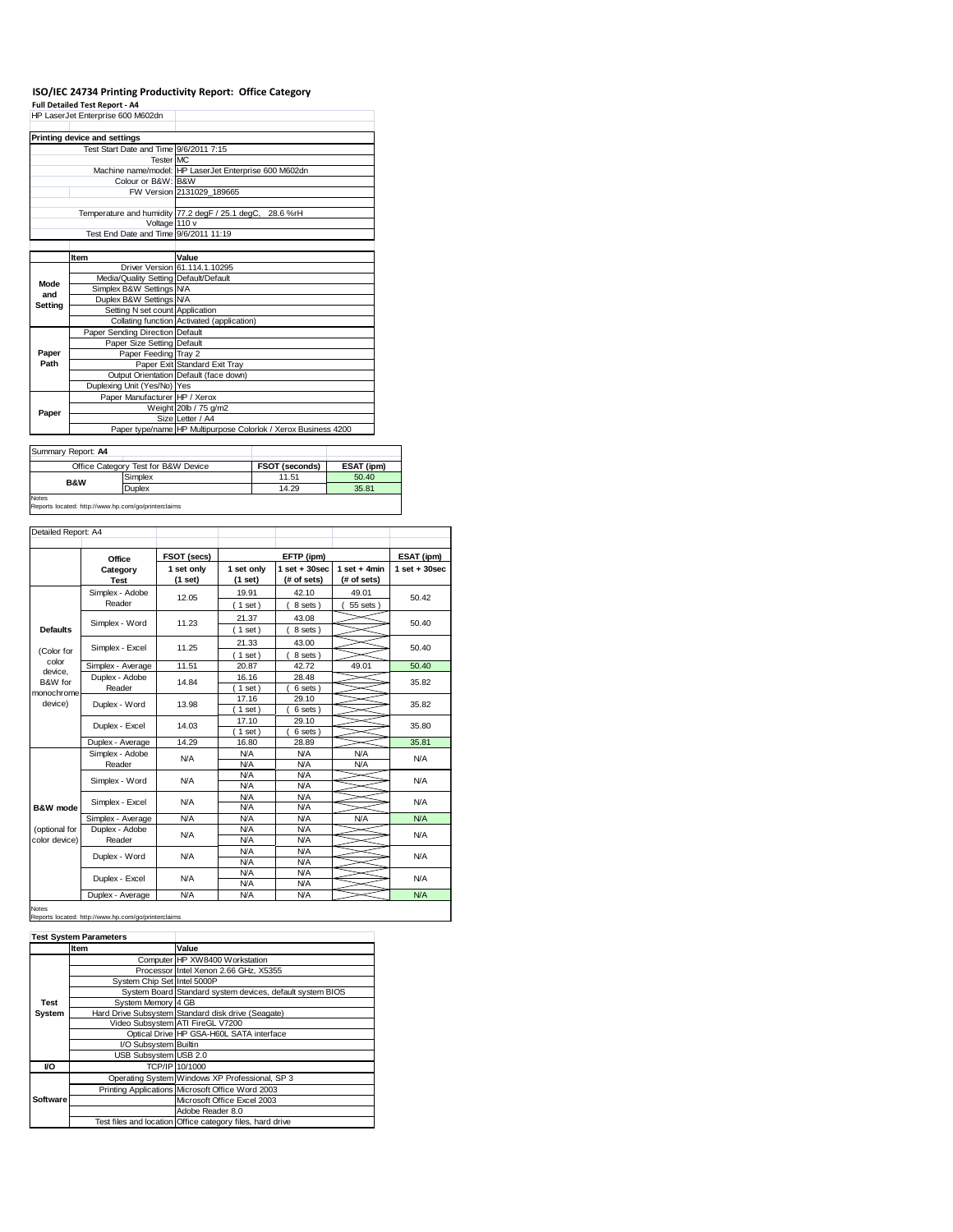# ISO/IEC 24734 Printing Productivity Report: Office Category

**Full Detailed Test Report - A4**

HP LaserJet Enterprise 600 M602dn

| Printing device and settings | |
|---|---|
| Test Start Date and Time | 9/6/2011 7:15 |
| Tester | MC |
| Machine name/model: | HP LaserJet Enterprise 600 M602dn |
| Colour or B&W: | B&W |
| FW Version | 2131029_189665 |
| | |
| Temperature and humidity | 77.2 degF / 25.1 degC, 28.6 %rH |
| Voltage | 110 v |
| Test End Date and Time | 9/6/2011 11:19 |

| | Item | Value |
|---|---|---|
| Mode and Setting | Driver Version | 61.114.1.10295 |
| | Media/Quality Setting | Default/Default |
| | Simplex B&W Settings | N/A |
| | Duplex B&W Settings | N/A |
| | Setting N set count | Application |
| | Collating function | Activated (application) |
| Paper Path | Paper Sending Direction | Default |
| | Paper Size Setting | Default |
| | Paper Feeding | Tray 2 |
| | Paper Exit | Standard Exit Tray |
| | Output Orientation | Default (face down) |
| | Duplexing Unit (Yes/No) | Yes |
| Paper | Paper Manufacturer | HP / Xerox |
| | Weight | 20lb / 75 g/m2 |
| | Size | Letter / A4 |
| | Paper type/name | HP Multipurpose Colorlok / Xerox Business 4200 |

Summary Report: **A4**

| Office Category Test for B&W Device | | FSOT (seconds) | ESAT (ipm) |
|---|---|---|---|
| B&W | Simplex | 11.51 | 50.40 |
| | Duplex | 14.29 | 35.81 |

Notes
Reports located: http://www.hp.com/go/printerclaims

Detailed Report: A4

| | Office Category Test | FSOT (secs) 1 set only (1 set) | EFTP (ipm) 1 set only (1 set) | EFTP (ipm) 1 set + 30sec (# of sets) | EFTP (ipm) 1 set + 4min (# of sets) | ESAT (ipm) 1 set + 30sec |
|---|---|---|---|---|---|---|
| Defaults (Color for color device, B&W for monochrome device) | Simplex - Adobe Reader | 12.05 | 19.91 (1 set) | 42.10 (8 sets) | 49.01 (55 sets) | 50.42 |
| | Simplex - Word | 11.23 | 21.37 (1 set) | 43.08 (8 sets) | | 50.40 |
| | Simplex - Excel | 11.25 | 21.33 (1 set) | 43.00 (8 sets) | | 50.40 |
| | Simplex - Average | 11.51 | 20.87 | 42.72 | 49.01 | 50.40 |
| | Duplex - Adobe Reader | 14.84 | 16.16 (1 set) | 28.48 (6 sets) | | 35.82 |
| | Duplex - Word | 13.98 | 17.16 (1 set) | 29.10 (6 sets) | | 35.82 |
| | Duplex - Excel | 14.03 | 17.10 (1 set) | 29.10 (6 sets) | | 35.80 |
| | Duplex - Average | 14.29 | 16.80 | 28.89 | | 35.81 |
| B&W mode (optional for color device) | Simplex - Adobe Reader | N/A | N/A N/A | N/A N/A | N/A N/A | N/A |
| | Simplex - Word | N/A | N/A N/A | N/A N/A | | N/A |
| | Simplex - Excel | N/A | N/A N/A | N/A N/A | | N/A |
| | Simplex - Average | N/A | N/A | N/A | N/A | N/A |
| | Duplex - Adobe Reader | N/A | N/A N/A | N/A N/A | | N/A |
| | Duplex - Word | N/A | N/A N/A | N/A N/A | | N/A |
| | Duplex - Excel | N/A | N/A N/A | N/A N/A | | N/A |
| | Duplex - Average | N/A | N/A | N/A | | N/A |

Notes
Reports located: http://www.hp.com/go/printerclaims

**Test System Parameters**

| | Item | Value |
|---|---|---|
| Test System | Computer | HP XW8400 Workstation |
| | Processor | Intel Xenon 2.66 GHz, X5355 |
| | System Chip Set | Intel 5000P |
| | System Board | Standard system devices, default system BIOS |
| | System Memory | 4 GB |
| | Hard Drive Subsystem | Standard disk drive (Seagate) |
| | Video Subsystem | ATI FireGL V7200 |
| | Optical Drive | HP GSA-H60L SATA interface |
| | I/O Subsystem | Builtin |
| | USB Subsystem | USB 2.0 |
| I/O | TCP/IP | 10/1000 |
| Software | Operating System | Windows XP Professional, SP 3 |
| | Printing Applications | Microsoft Office Word 2003 |
| | | Microsoft Office Excel 2003 |
| | | Adobe Reader 8.0 |
| | Test files and location | Office category files, hard drive |